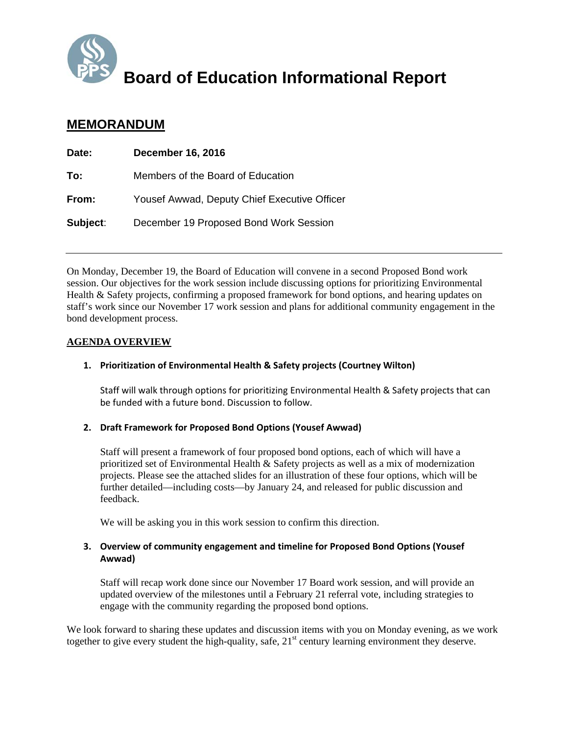# Board of Education Informational Report

## MEMORANDUM

**Date:** **December 16, 2016**

**To:** Members of the Board of Education

**From:** Yousef Awwad, Deputy Chief Executive Officer

**Subject:** December 19 Proposed Bond Work Session

---

On Monday, December 19, the Board of Education will convene in a second Proposed Bond work session. Our objectives for the work session include discussing options for prioritizing Environmental Health & Safety projects, confirming a proposed framework for bond options, and hearing updates on staff's work since our November 17 work session and plans for additional community engagement in the bond development process.

**AGENDA OVERVIEW**

1. **Prioritization of Environmental Health & Safety projects (Courtney Wilton)**

   Staff will walk through options for prioritizing Environmental Health & Safety projects that can be funded with a future bond. Discussion to follow.

2. **Draft Framework for Proposed Bond Options (Yousef Awwad)**

   Staff will present a framework of four proposed bond options, each of which will have a prioritized set of Environmental Health & Safety projects as well as a mix of modernization projects. Please see the attached slides for an illustration of these four options, which will be further detailed—including costs—by January 24, and released for public discussion and feedback.

   We will be asking you in this work session to confirm this direction.

3. **Overview of community engagement and timeline for Proposed Bond Options (Yousef Awwad)**

   Staff will recap work done since our November 17 Board work session, and will provide an updated overview of the milestones until a February 21 referral vote, including strategies to engage with the community regarding the proposed bond options.

We look forward to sharing these updates and discussion items with you on Monday evening, as we work together to give every student the high-quality, safe, 21st century learning environment they deserve.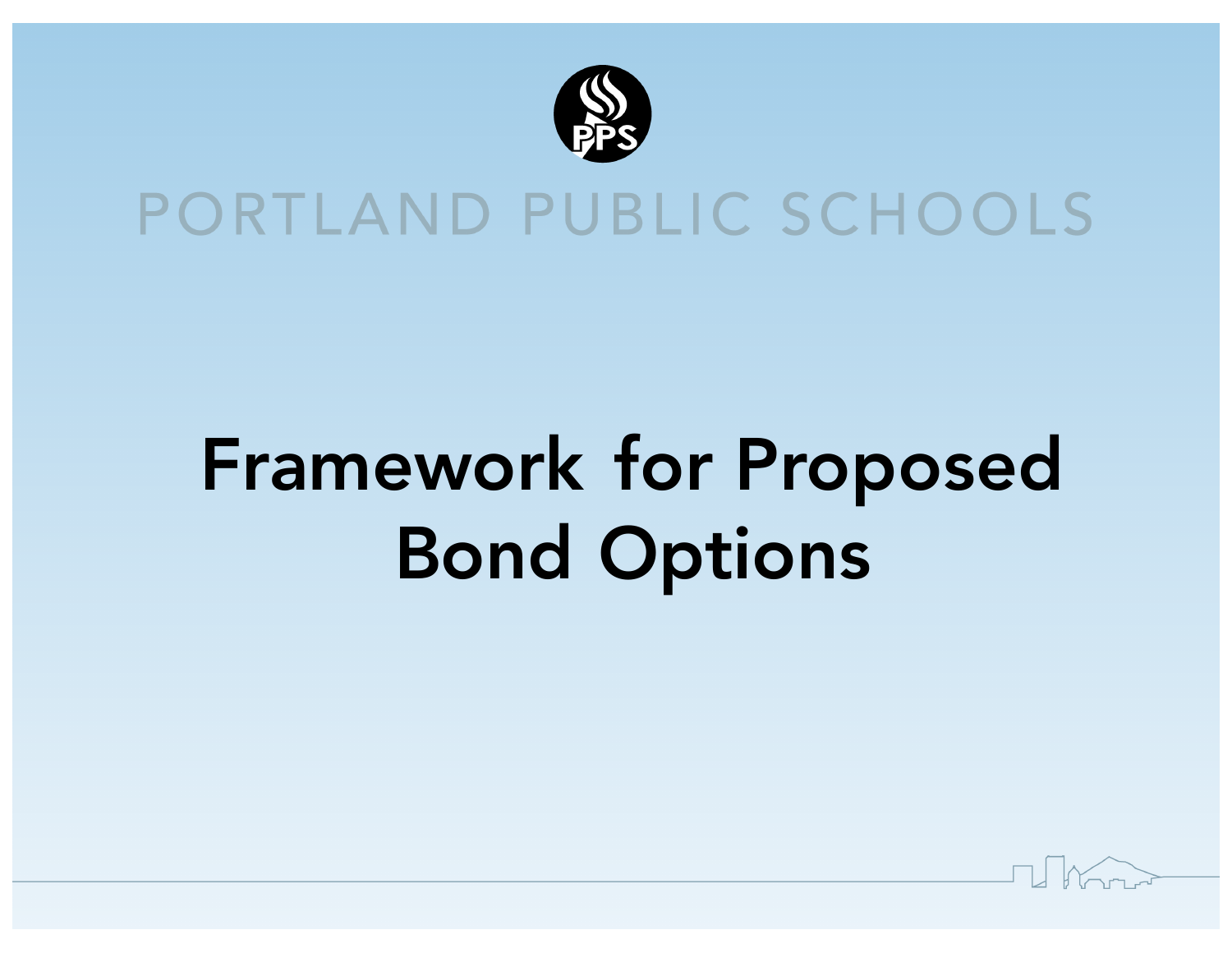PORTLAND PUBLIC SCHOOLS

# Framework for Proposed Bond Options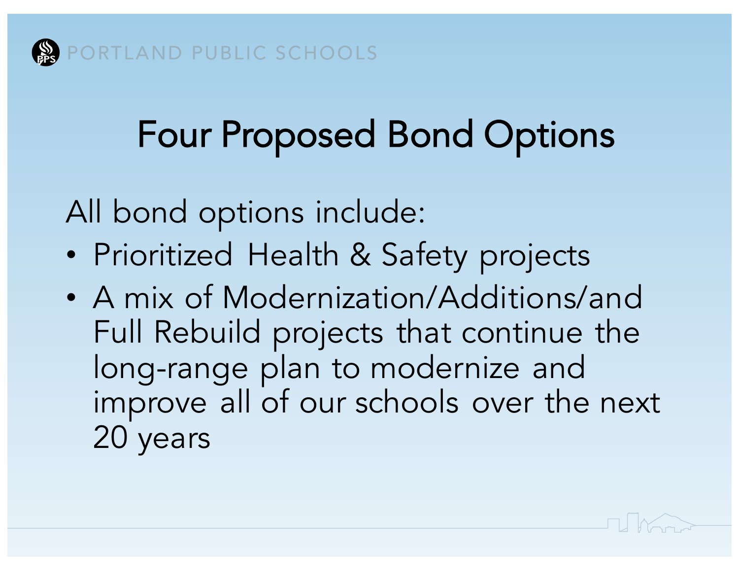# Four Proposed Bond Options

All bond options include:

- Prioritized Health & Safety projects
- A mix of Modernization/Additions/and Full Rebuild projects that continue the long-range plan to modernize and improve all of our schools over the next 20 years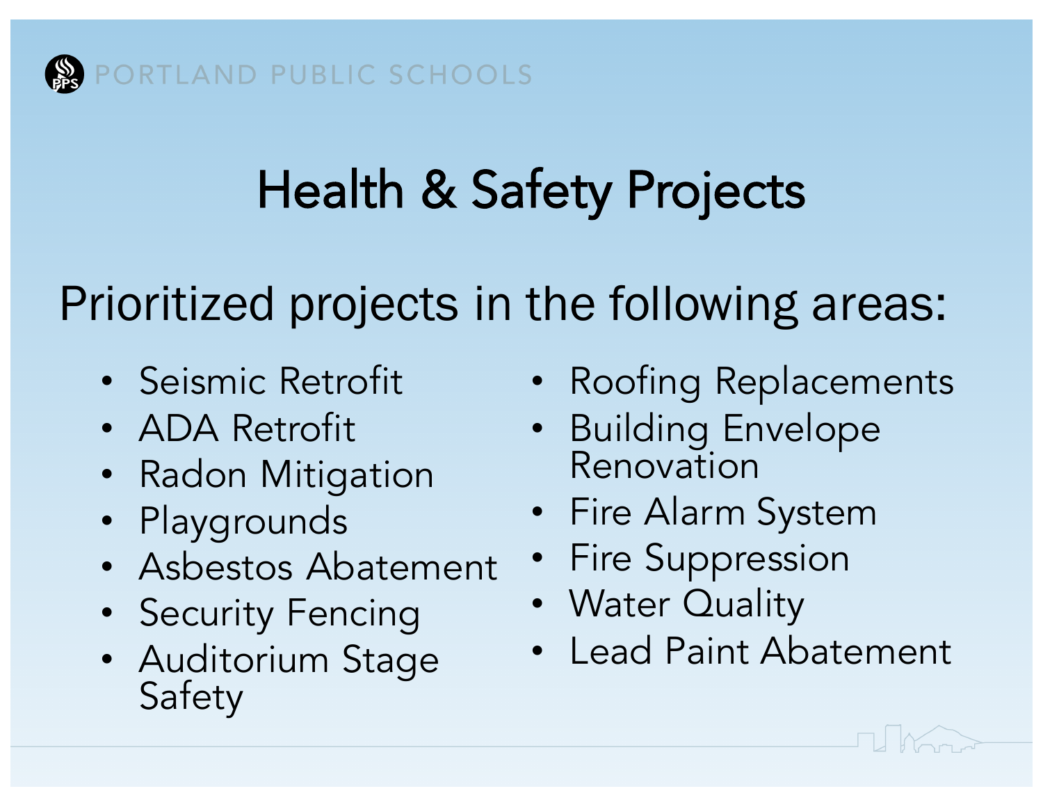# Health & Safety Projects

Prioritized projects in the following areas:

- Seismic Retrofit
- ADA Retrofit
- Radon Mitigation
- Playgrounds
- Asbestos Abatement
- Security Fencing
- Auditorium Stage Safety
- Roofing Replacements
- Building Envelope Renovation
- Fire Alarm System
- Fire Suppression
- Water Quality
- Lead Paint Abatement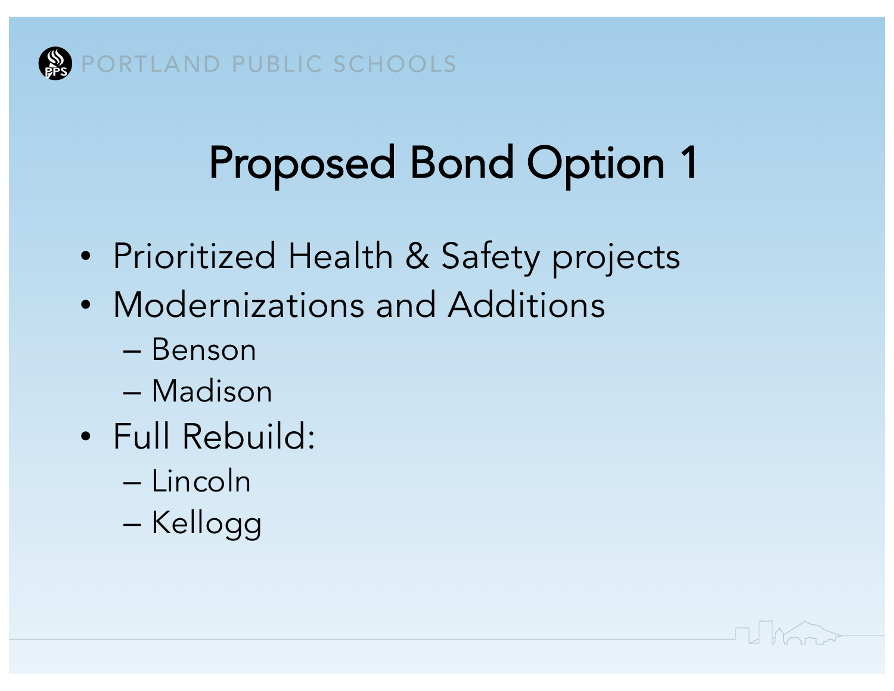# Proposed Bond Option 1

- Prioritized Health & Safety projects
- Modernizations and Additions
  - Benson
  - Madison
- Full Rebuild:
  - Lincoln
  - Kellogg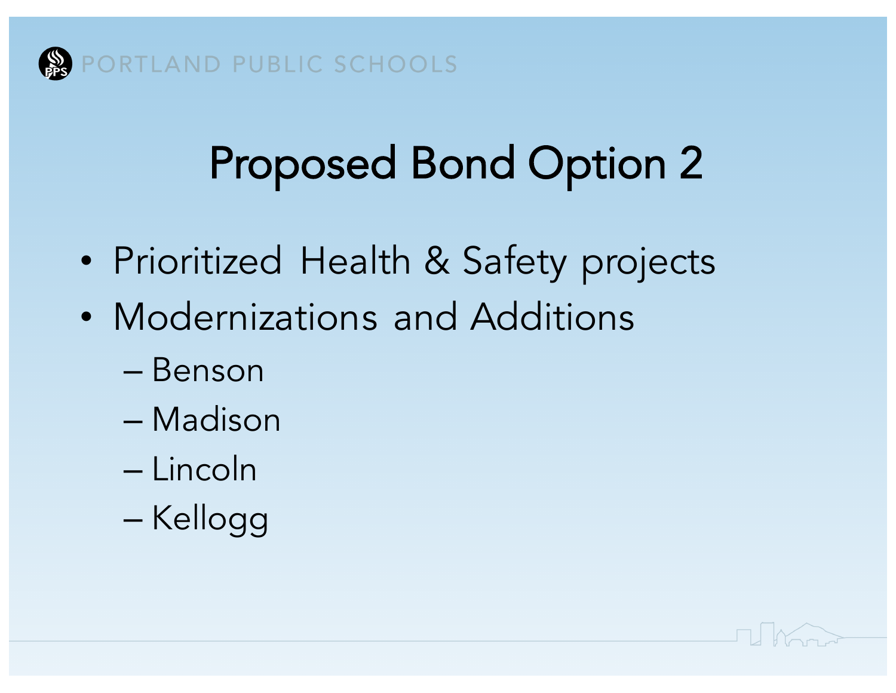# Proposed Bond Option 2

- Prioritized Health & Safety projects
- Modernizations and Additions
  - Benson
  - Madison
  - Lincoln
  - Kellogg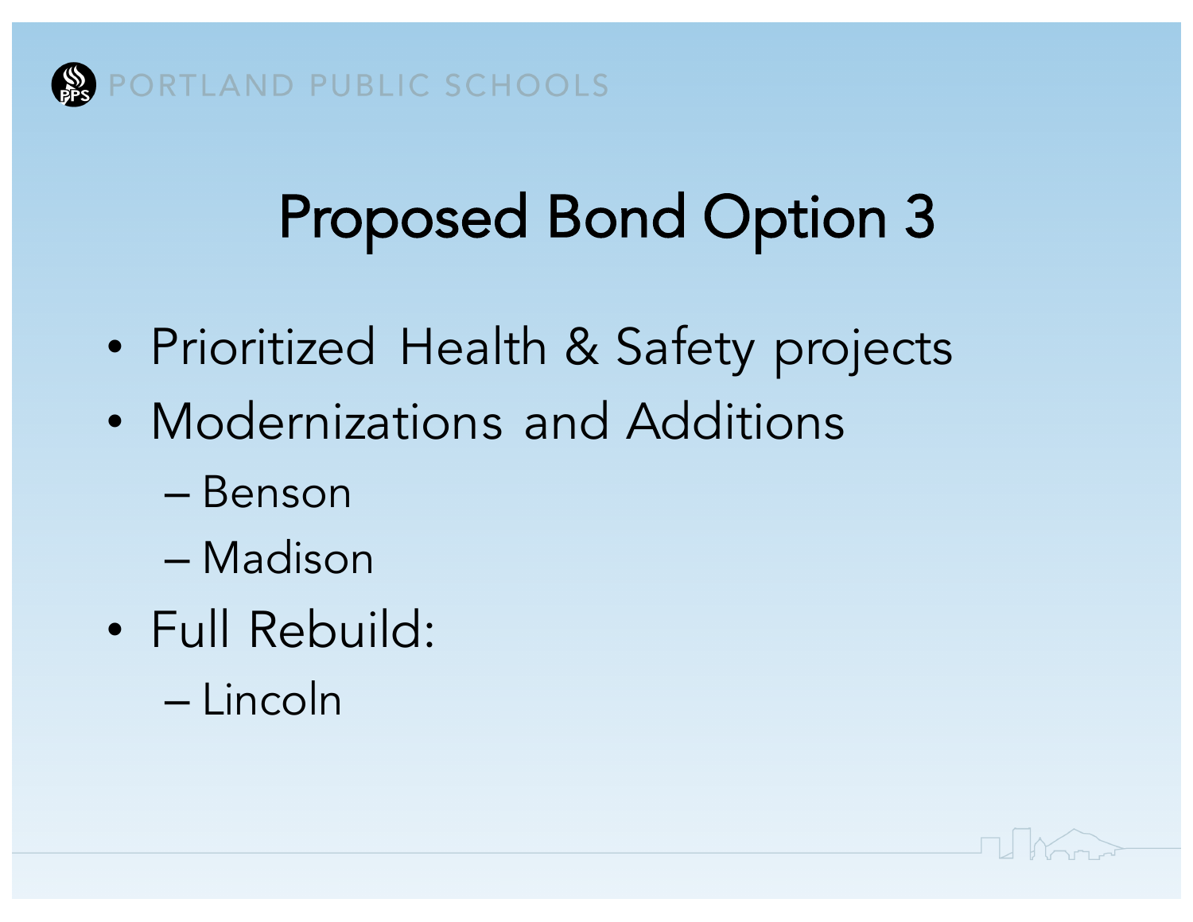# Proposed Bond Option 3

- Prioritized Health & Safety projects
- Modernizations and Additions
  - Benson
  - Madison
- Full Rebuild:
  - Lincoln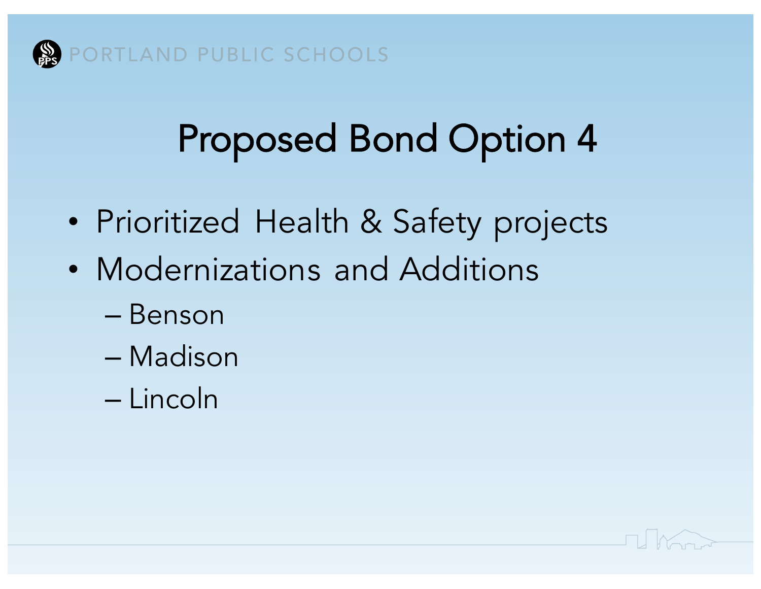# Proposed Bond Option 4

- Prioritized Health & Safety projects
- Modernizations and Additions
  - Benson
  - Madison
  - Lincoln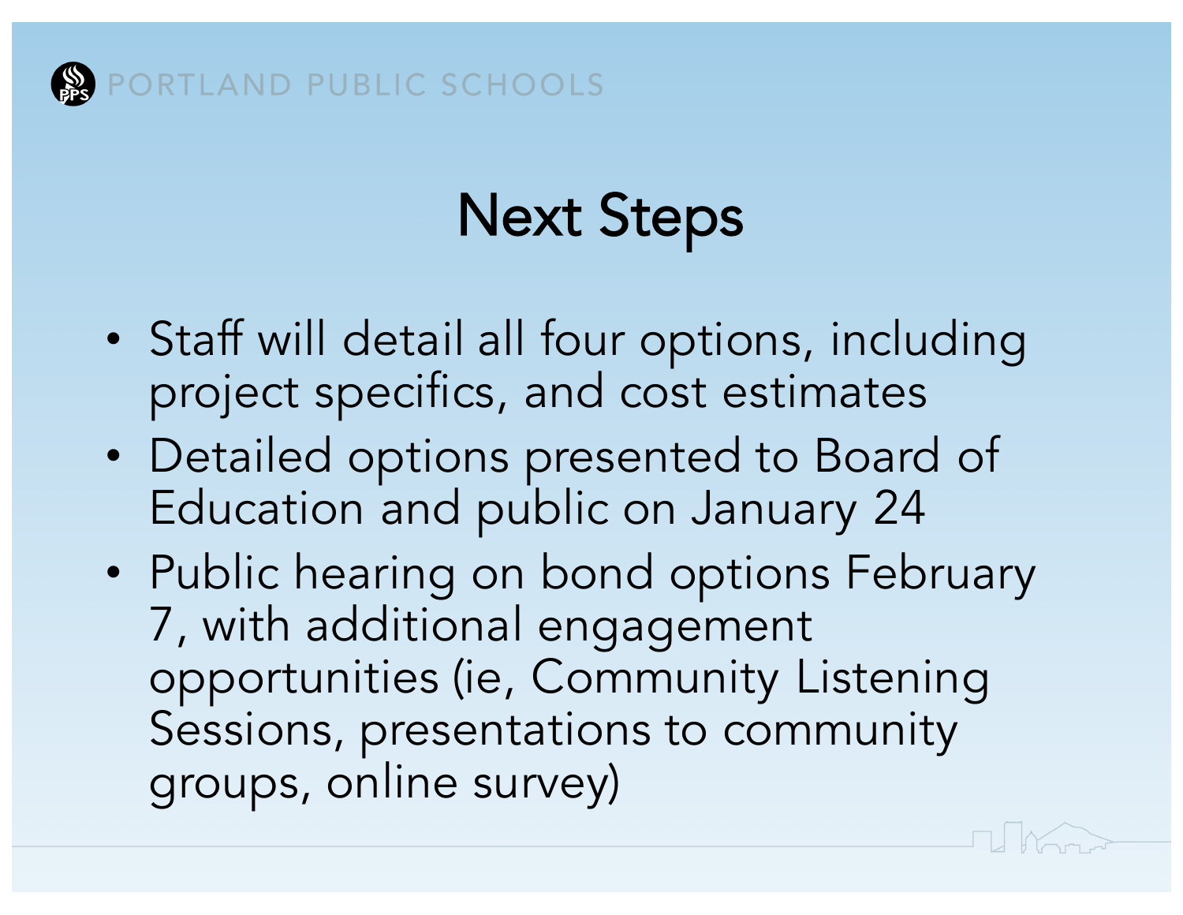# Next Steps

- Staff will detail all four options, including project specifics, and cost estimates
- Detailed options presented to Board of Education and public on January 24
- Public hearing on bond options February 7, with additional engagement opportunities (ie, Community Listening Sessions, presentations to community groups, online survey)